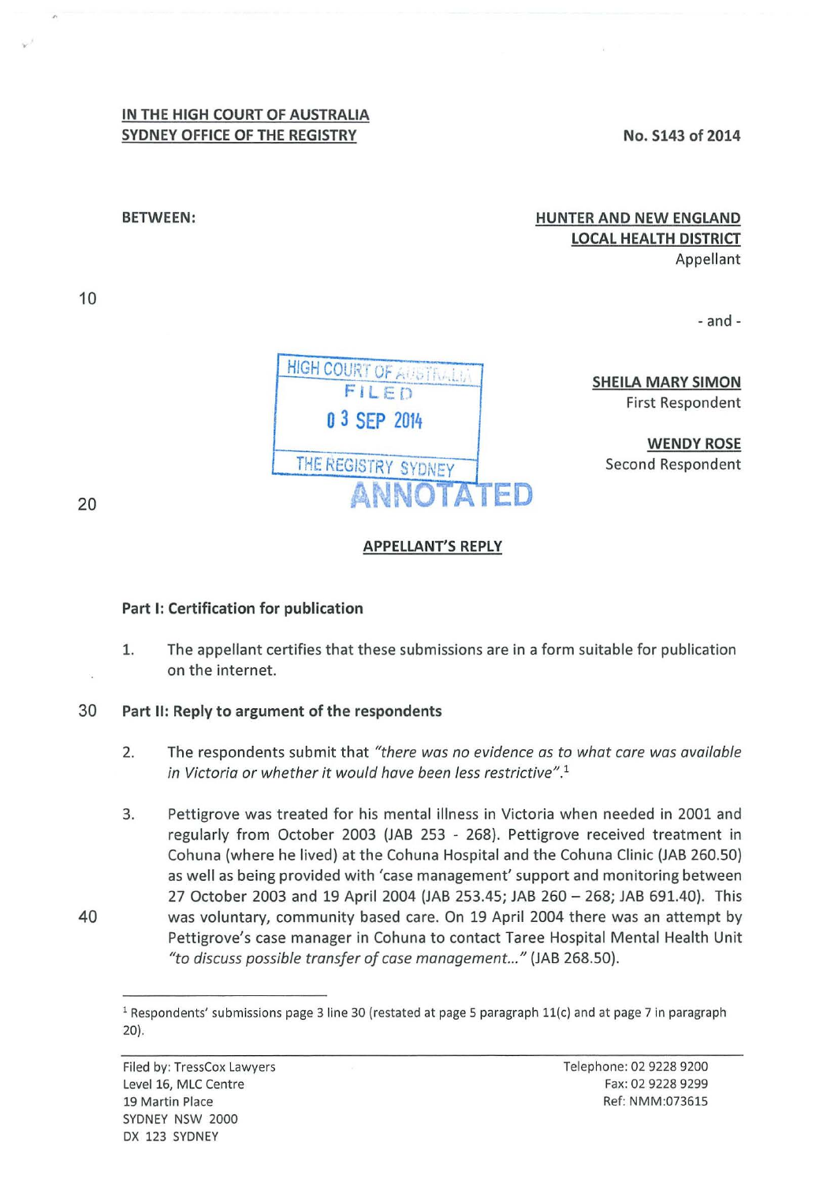**IN THE HIGH COURT OF AUSTRALIA**
**SYDNEY OFFICE OF THE REGISTRY**

**No. S143 of 2014**

**BETWEEN:**

**HUNTER AND NEW ENGLAND LOCAL HEALTH DISTRICT**
Appellant

- and -

**SHEILA MARY SIMON**
First Respondent

**WENDY ROSE**
Second Respondent

HIGH COURT OF AUSTRALIA
FILED
03 SEP 2014
THE REGISTRY SYDNEY

ANNOTATED

## APPELLANT'S REPLY

### Part I: Certification for publication

1. The appellant certifies that these submissions are in a form suitable for publication on the internet.

### Part II: Reply to argument of the respondents

2. The respondents submit that *"there was no evidence as to what care was available in Victoria or whether it would have been less restrictive"*.[1]

3. Pettigrove was treated for his mental illness in Victoria when needed in 2001 and regularly from October 2003 (JAB 253 - 268). Pettigrove received treatment in Cohuna (where he lived) at the Cohuna Hospital and the Cohuna Clinic (JAB 260.50) as well as being provided with 'case management' support and monitoring between 27 October 2003 and 19 April 2004 (JAB 253.45; JAB 260 – 268; JAB 691.40). This was voluntary, community based care. On 19 April 2004 there was an attempt by Pettigrove's case manager in Cohuna to contact Taree Hospital Mental Health Unit *"to discuss possible transfer of case management..."* (JAB 268.50).

[1] Respondents' submissions page 3 line 30 (restated at page 5 paragraph 11(c) and at page 7 in paragraph 20).

Filed by: TressCox Lawyers
Level 16, MLC Centre
19 Martin Place
SYDNEY NSW 2000
DX 123 SYDNEY

Telephone: 02 9228 9200
Fax: 02 9228 9299
Ref: NMM:073615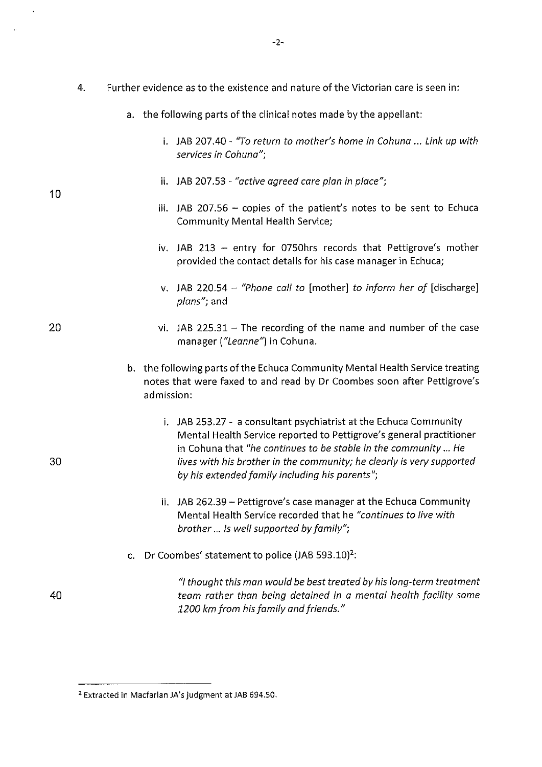4. Further evidence as to the existence and nature of the Victorian care is seen in:

   a. the following parts of the clinical notes made by the appellant:

      i. JAB 207.40 - *"To return to mother's home in Cohuna ... Link up with services in Cohuna"*;

      ii. JAB 207.53 - *"active agreed care plan in place"*;

      iii. JAB 207.56 – copies of the patient's notes to be sent to Echuca Community Mental Health Service;

      iv. JAB 213 – entry for 0750hrs records that Pettigrove's mother provided the contact details for his case manager in Echuca;

      v. JAB 220.54 – *"Phone call to* [mother] *to inform her of* [discharge] *plans"*; and

      vi. JAB 225.31 – The recording of the name and number of the case manager (*"Leanne"*) in Cohuna.

   b. the following parts of the Echuca Community Mental Health Service treating notes that were faxed to and read by Dr Coombes soon after Pettigrove's admission:

      i. JAB 253.27 - a consultant psychiatrist at the Echuca Community Mental Health Service reported to Pettigrove's general practitioner in Cohuna that *"he continues to be stable in the community ... He lives with his brother in the community; he clearly is very supported by his extended family including his parents"*;

      ii. JAB 262.39 – Pettigrove's case manager at the Echuca Community Mental Health Service recorded that he *"continues to live with brother ... Is well supported by family"*;

   c. Dr Coombes' statement to police (JAB 593.10)[2]:

      > *"I thought this man would be best treated by his long-term treatment team rather than being detained in a mental health facility some 1200 km from his family and friends."*

---

[2] Extracted in Macfarlan JA's judgment at JAB 694.50.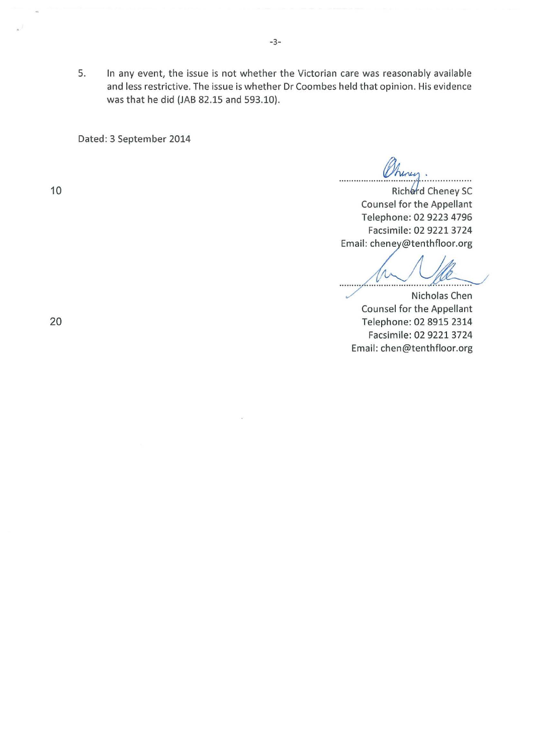5. In any event, the issue is not whether the Victorian care was reasonably available and less restrictive. The issue is whether Dr Coombes held that opinion. His evidence was that he did (JAB 82.15 and 593.10).

Dated: 3 September 2014

Richard Cheney SC
Counsel for the Appellant
Telephone: 02 9223 4796
Facsimile: 02 9221 3724
Email: cheney@tenthfloor.org

Nicholas Chen
Counsel for the Appellant
Telephone: 02 8915 2314
Facsimile: 02 9221 3724
Email: chen@tenthfloor.org